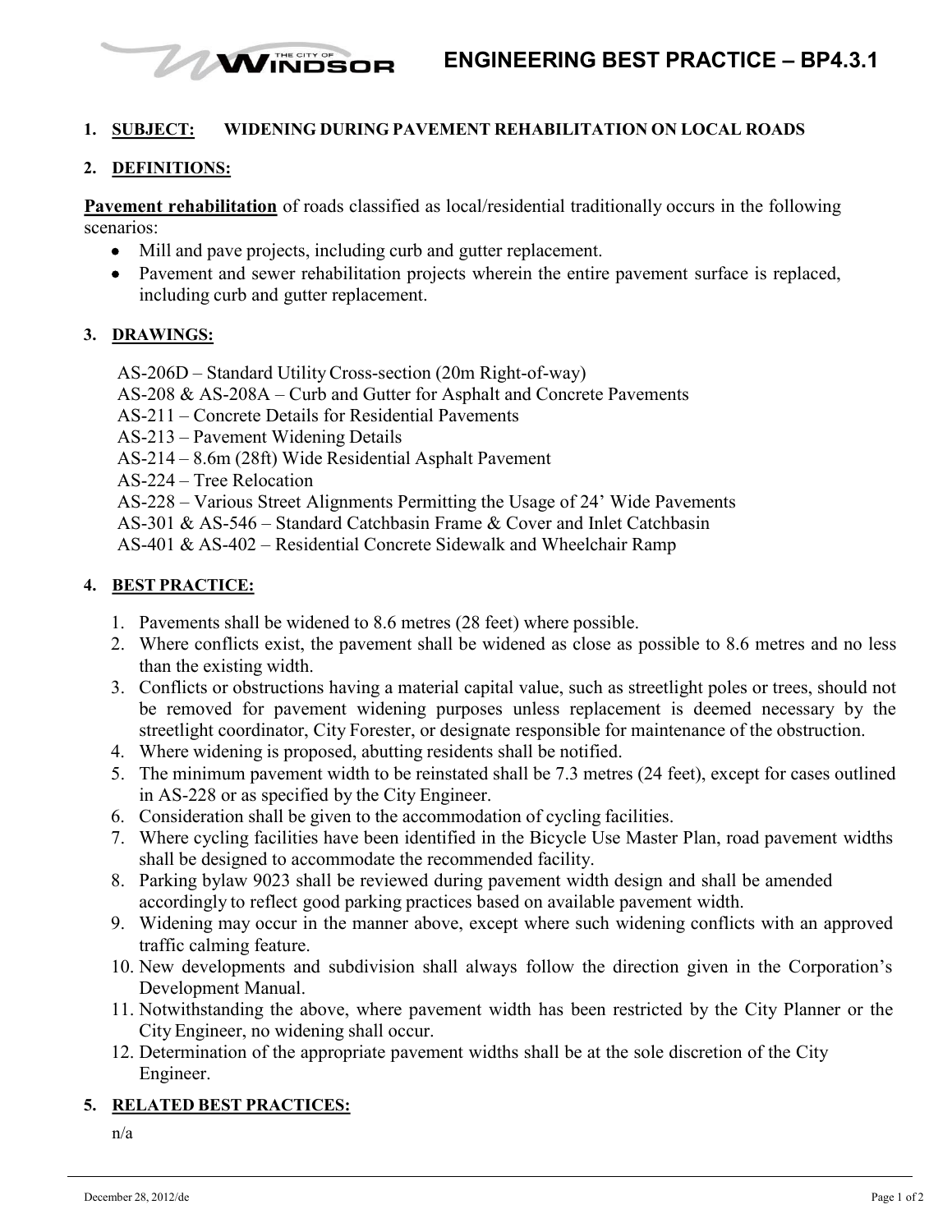# ENGINEERING BEST PRACTICE – BP4.3.1

## 1. SUBJECT: WIDENING DURING PAVEMENT REHABILITATION ON LOCAL ROADS

## 2. DEFINITIONS:

**Pavement rehabilitation** of roads classified as local/residential traditionally occurs in the following scenarios:

- Mill and pave projects, including curb and gutter replacement.
- Pavement and sewer rehabilitation projects wherein the entire pavement surface is replaced, including curb and gutter replacement.

## 3. DRAWINGS:

AS-206D – Standard Utility Cross-section (20m Right-of-way)
AS-208 & AS-208A – Curb and Gutter for Asphalt and Concrete Pavements
AS-211 – Concrete Details for Residential Pavements
AS-213 – Pavement Widening Details
AS-214 – 8.6m (28ft) Wide Residential Asphalt Pavement
AS-224 – Tree Relocation
AS-228 – Various Street Alignments Permitting the Usage of 24' Wide Pavements
AS-301 & AS-546 – Standard Catchbasin Frame & Cover and Inlet Catchbasin
AS-401 & AS-402 – Residential Concrete Sidewalk and Wheelchair Ramp

## 4. BEST PRACTICE:

1. Pavements shall be widened to 8.6 metres (28 feet) where possible.
2. Where conflicts exist, the pavement shall be widened as close as possible to 8.6 metres and no less than the existing width.
3. Conflicts or obstructions having a material capital value, such as streetlight poles or trees, should not be removed for pavement widening purposes unless replacement is deemed necessary by the streetlight coordinator, City Forester, or designate responsible for maintenance of the obstruction.
4. Where widening is proposed, abutting residents shall be notified.
5. The minimum pavement width to be reinstated shall be 7.3 metres (24 feet), except for cases outlined in AS-228 or as specified by the City Engineer.
6. Consideration shall be given to the accommodation of cycling facilities.
7. Where cycling facilities have been identified in the Bicycle Use Master Plan, road pavement widths shall be designed to accommodate the recommended facility.
8. Parking bylaw 9023 shall be reviewed during pavement width design and shall be amended accordingly to reflect good parking practices based on available pavement width.
9. Widening may occur in the manner above, except where such widening conflicts with an approved traffic calming feature.
10. New developments and subdivision shall always follow the direction given in the Corporation's Development Manual.
11. Notwithstanding the above, where pavement width has been restricted by the City Planner or the City Engineer, no widening shall occur.
12. Determination of the appropriate pavement widths shall be at the sole discretion of the City Engineer.

## 5. RELATED BEST PRACTICES:

n/a

December 28, 2012/de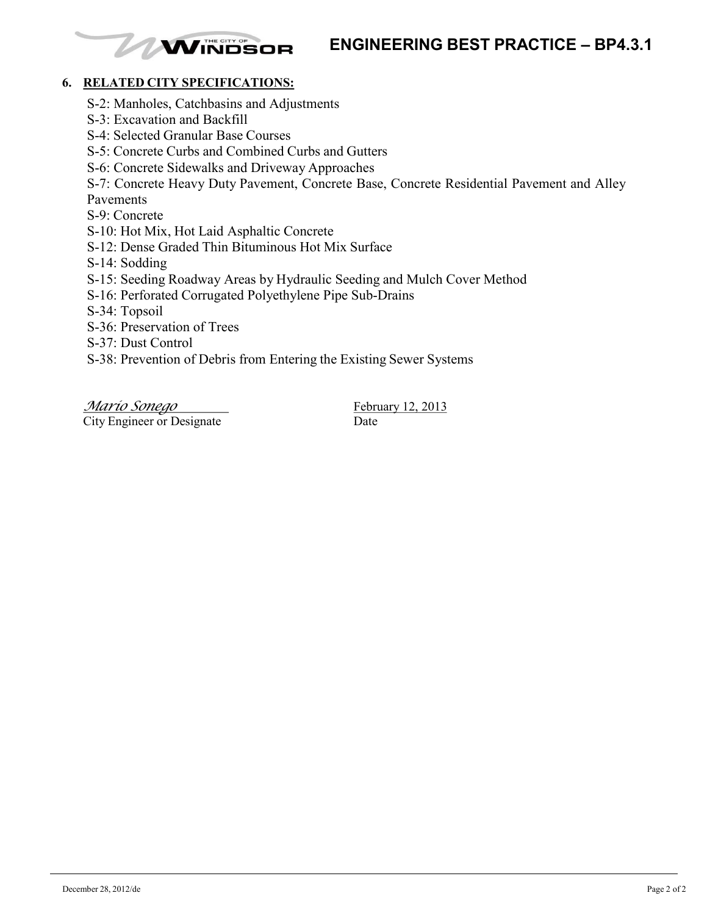## 6. RELATED CITY SPECIFICATIONS:

S-2: Manholes, Catchbasins and Adjustments
S-3: Excavation and Backfill
S-4: Selected Granular Base Courses
S-5: Concrete Curbs and Combined Curbs and Gutters
S-6: Concrete Sidewalks and Driveway Approaches
S-7: Concrete Heavy Duty Pavement, Concrete Base, Concrete Residential Pavement and Alley Pavements
S-9: Concrete
S-10: Hot Mix, Hot Laid Asphaltic Concrete
S-12: Dense Graded Thin Bituminous Hot Mix Surface
S-14: Sodding
S-15: Seeding Roadway Areas by Hydraulic Seeding and Mulch Cover Method
S-16: Perforated Corrugated Polyethylene Pipe Sub-Drains
S-34: Topsoil
S-36: Preservation of Trees
S-37: Dust Control
S-38: Prevention of Debris from Entering the Existing Sewer Systems

*Mario Sonego*
City Engineer or Designate

February 12, 2013
Date